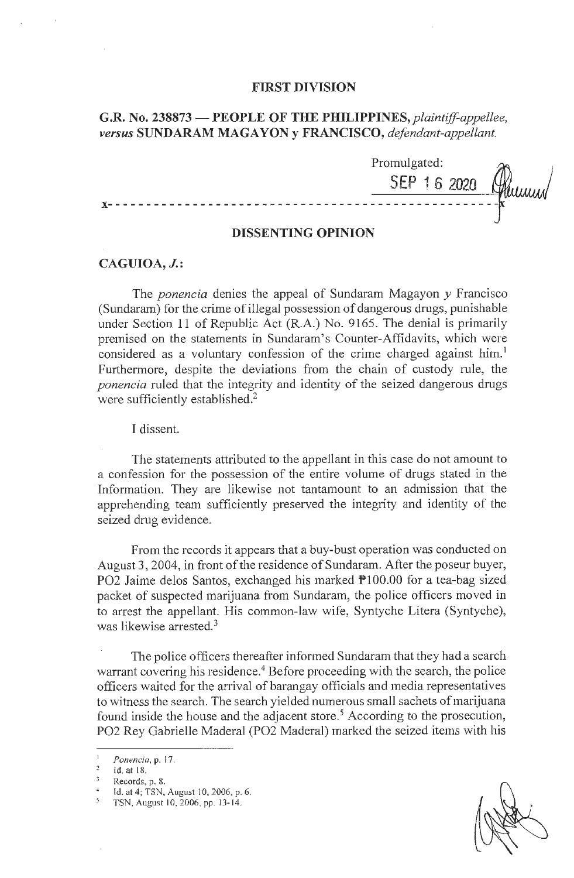**FIRST DIVISION**

**G.R. No. 238873 — PEOPLE OF THE PHILIPPINES,** *plaintiff-appellee,* ***versus*** **SUNDARAM MAGAYON y FRANCISCO,** *defendant-appellant.*

Promulgated:

SEP 16 2020

x- - - - - - - - - - - - - - - - - - - - - - - - - - - - - - - - - - - - - - - - - - - - - - - - - -x

**DISSENTING OPINION**

**CAGUIOA, *J.*:**

The *ponencia* denies the appeal of Sundaram Magayon *y* Francisco (Sundaram) for the crime of illegal possession of dangerous drugs, punishable under Section 11 of Republic Act (R.A.) No. 9165. The denial is primarily premised on the statements in Sundaram's Counter-Affidavits, which were considered as a voluntary confession of the crime charged against him.[1] Furthermore, despite the deviations from the chain of custody rule, the *ponencia* ruled that the integrity and identity of the seized dangerous drugs were sufficiently established.[2]

I dissent.

The statements attributed to the appellant in this case do not amount to a confession for the possession of the entire volume of drugs stated in the Information. They are likewise not tantamount to an admission that the apprehending team sufficiently preserved the integrity and identity of the seized drug evidence.

From the records it appears that a buy-bust operation was conducted on August 3, 2004, in front of the residence of Sundaram. After the poseur buyer, PO2 Jaime delos Santos, exchanged his marked ₱100.00 for a tea-bag sized packet of suspected marijuana from Sundaram, the police officers moved in to arrest the appellant. His common-law wife, Syntyche Litera (Syntyche), was likewise arrested.[3]

The police officers thereafter informed Sundaram that they had a search warrant covering his residence.[4] Before proceeding with the search, the police officers waited for the arrival of barangay officials and media representatives to witness the search. The search yielded numerous small sachets of marijuana found inside the house and the adjacent store.[5] According to the prosecution, PO2 Rey Gabrielle Maderal (PO2 Maderal) marked the seized items with his

---

[1] *Ponencia*, p. 17.

[2] Id. at 18.

[3] Records, p. 8.

[4] Id. at 4; TSN, August 10, 2006, p. 6.

[5] TSN, August 10, 2006, pp. 13-14.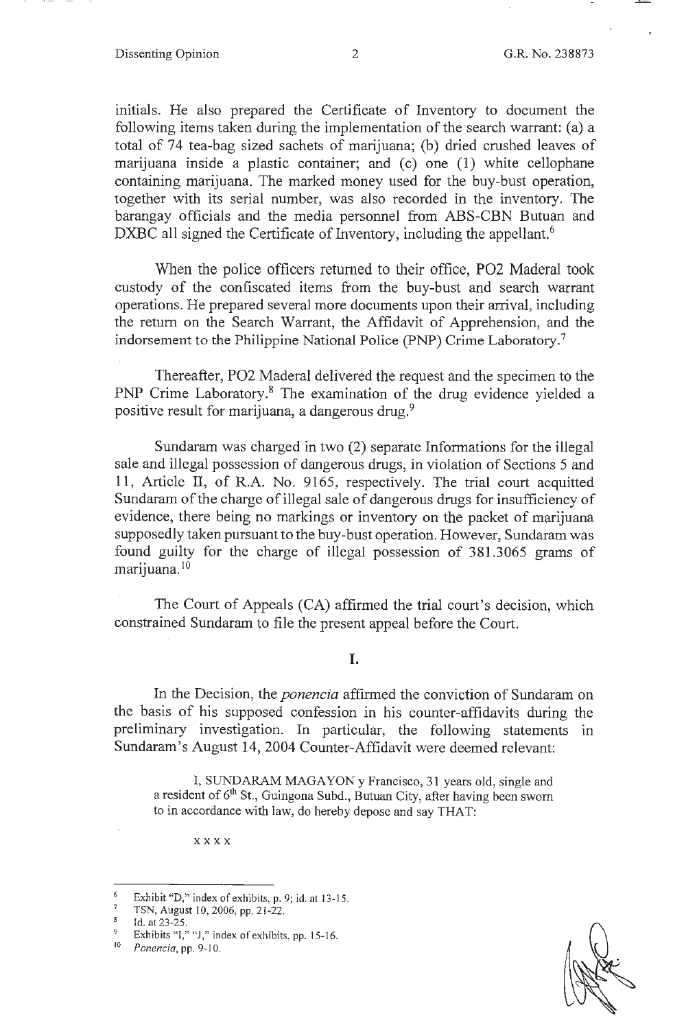initials. He also prepared the Certificate of Inventory to document the following items taken during the implementation of the search warrant: (a) a total of 74 tea-bag sized sachets of marijuana; (b) dried crushed leaves of marijuana inside a plastic container; and (c) one (1) white cellophane containing marijuana. The marked money used for the buy-bust operation, together with its serial number, was also recorded in the inventory. The barangay officials and the media personnel from ABS-CBN Butuan and DXBC all signed the Certificate of Inventory, including the appellant.[6]

When the police officers returned to their office, PO2 Maderal took custody of the confiscated items from the buy-bust and search warrant operations. He prepared several more documents upon their arrival, including the return on the Search Warrant, the Affidavit of Apprehension, and the indorsement to the Philippine National Police (PNP) Crime Laboratory.[7]

Thereafter, PO2 Maderal delivered the request and the specimen to the PNP Crime Laboratory.[8] The examination of the drug evidence yielded a positive result for marijuana, a dangerous drug.[9]

Sundaram was charged in two (2) separate Informations for the illegal sale and illegal possession of dangerous drugs, in violation of Sections 5 and 11, Article II, of R.A. No. 9165, respectively. The trial court acquitted Sundaram of the charge of illegal sale of dangerous drugs for insufficiency of evidence, there being no markings or inventory on the packet of marijuana supposedly taken pursuant to the buy-bust operation. However, Sundaram was found guilty for the charge of illegal possession of 381.3065 grams of marijuana.[10]

The Court of Appeals (CA) affirmed the trial court's decision, which constrained Sundaram to file the present appeal before the Court.

## I.

In the Decision, the *ponencia* affirmed the conviction of Sundaram on the basis of his supposed confession in his counter-affidavits during the preliminary investigation. In particular, the following statements in Sundaram's August 14, 2004 Counter-Affidavit were deemed relevant:

> I, SUNDARAM MAGAYON y Francisco, 31 years old, single and a resident of 6th St., Guingona Subd., Butuan City, after having been sworn to in accordance with law, do hereby depose and say THAT:
>
> x x x x

---

[6] Exhibit "D," index of exhibits, p. 9; id. at 13-15.

[7] TSN, August 10, 2006, pp. 21-22.

[8] Id. at 23-25.

[9] Exhibits "I," "J," index of exhibits, pp. 15-16.

[10] *Ponencia*, pp. 9-10.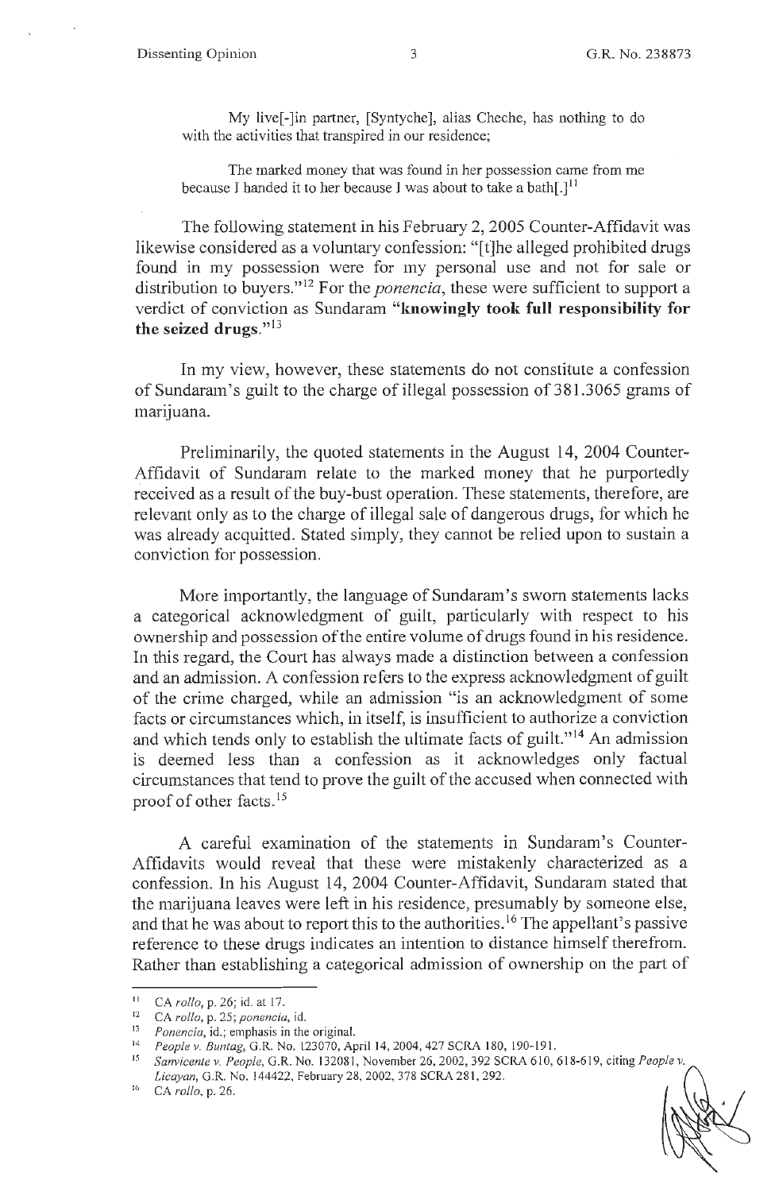> My live[-]in partner, [Syntyche], alias Cheche, has nothing to do with the activities that transpired in our residence;
>
> The marked money that was found in her possession came from me because I handed it to her because I was about to take a bath[.][11]

The following statement in his February 2, 2005 Counter-Affidavit was likewise considered as a voluntary confession: "[t]he alleged prohibited drugs found in my possession were for my personal use and not for sale or distribution to buyers."[12] For the *ponencia*, these were sufficient to support a verdict of conviction as Sundaram **"knowingly took full responsibility for the seized drugs."**[13]

In my view, however, these statements do not constitute a confession of Sundaram's guilt to the charge of illegal possession of 381.3065 grams of marijuana.

Preliminarily, the quoted statements in the August 14, 2004 Counter-Affidavit of Sundaram relate to the marked money that he purportedly received as a result of the buy-bust operation. These statements, therefore, are relevant only as to the charge of illegal sale of dangerous drugs, for which he was already acquitted. Stated simply, they cannot be relied upon to sustain a conviction for possession.

More importantly, the language of Sundaram's sworn statements lacks a categorical acknowledgment of guilt, particularly with respect to his ownership and possession of the entire volume of drugs found in his residence. In this regard, the Court has always made a distinction between a confession and an admission. A confession refers to the express acknowledgment of guilt of the crime charged, while an admission "is an acknowledgment of some facts or circumstances which, in itself, is insufficient to authorize a conviction and which tends only to establish the ultimate facts of guilt."[14] An admission is deemed less than a confession as it acknowledges only factual circumstances that tend to prove the guilt of the accused when connected with proof of other facts.[15]

A careful examination of the statements in Sundaram's Counter-Affidavits would reveal that these were mistakenly characterized as a confession. In his August 14, 2004 Counter-Affidavit, Sundaram stated that the marijuana leaves were left in his residence, presumably by someone else, and that he was about to report this to the authorities.[16] The appellant's passive reference to these drugs indicates an intention to distance himself therefrom. Rather than establishing a categorical admission of ownership on the part of

---

[11] CA *rollo*, p. 26; id. at 17.

[12] CA *rollo*, p. 25; *ponencia*, id.

[13] *Ponencia*, id.; emphasis in the original.

[14] *People v. Buntag*, G.R. No. 123070, April 14, 2004, 427 SCRA 180, 190-191.

[15] *Sanvicente v. People*, G.R. No. 132081, November 26, 2002, 392 SCRA 610, 618-619, citing *People v. Licayan*, G.R. No. 144422, February 28, 2002, 378 SCRA 281, 292.

[16] CA *rollo*, p. 26.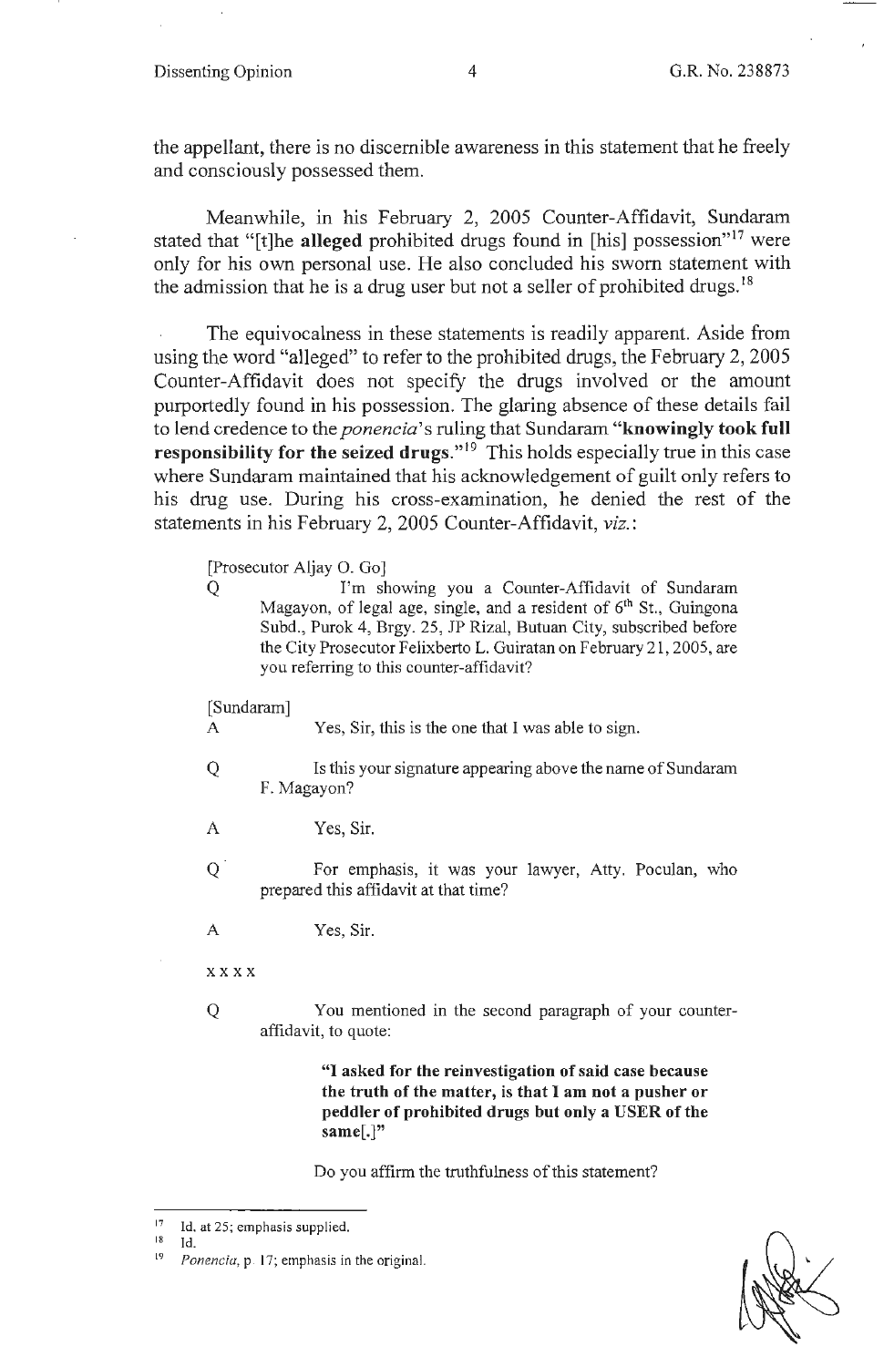the appellant, there is no discernible awareness in this statement that he freely and consciously possessed them.

Meanwhile, in his February 2, 2005 Counter-Affidavit, Sundaram stated that "[t]he **alleged** prohibited drugs found in [his] possession"[17] were only for his own personal use. He also concluded his sworn statement with the admission that he is a drug user but not a seller of prohibited drugs.[18]

The equivocalness in these statements is readily apparent. Aside from using the word "alleged" to refer to the prohibited drugs, the February 2, 2005 Counter-Affidavit does not specify the drugs involved or the amount purportedly found in his possession. The glaring absence of these details fail to lend credence to the *ponencia*'s ruling that Sundaram **"knowingly took full responsibility for the seized drugs."**[19] This holds especially true in this case where Sundaram maintained that his acknowledgement of guilt only refers to his drug use. During his cross-examination, he denied the rest of the statements in his February 2, 2005 Counter-Affidavit, *viz.*:

> [Prosecutor Aljay O. Go]
>
> Q I'm showing you a Counter-Affidavit of Sundaram Magayon, of legal age, single, and a resident of 6[th] St., Guingona Subd., Purok 4, Brgy. 25, JP Rizal, Butuan City, subscribed before the City Prosecutor Felixberto L. Guiratan on February 21, 2005, are you referring to this counter-affidavit?
>
> [Sundaram]
>
> A Yes, Sir, this is the one that I was able to sign.
>
> Q Is this your signature appearing above the name of Sundaram F. Magayon?
>
> A Yes, Sir.
>
> Q For emphasis, it was your lawyer, Atty. Poculan, who prepared this affidavit at that time?
>
> A Yes, Sir.
>
> x x x x
>
> Q You mentioned in the second paragraph of your counter-affidavit, to quote:
>
> > **"I asked for the reinvestigation of said case because the truth of the matter, is that I am not a pusher or peddler of prohibited drugs but only a USER of the same[.]"**
>
> Do you affirm the truthfulness of this statement?

---

[17] Id. at 25; emphasis supplied.
[18] Id.
[19] *Ponencia*, p. 17; emphasis in the original.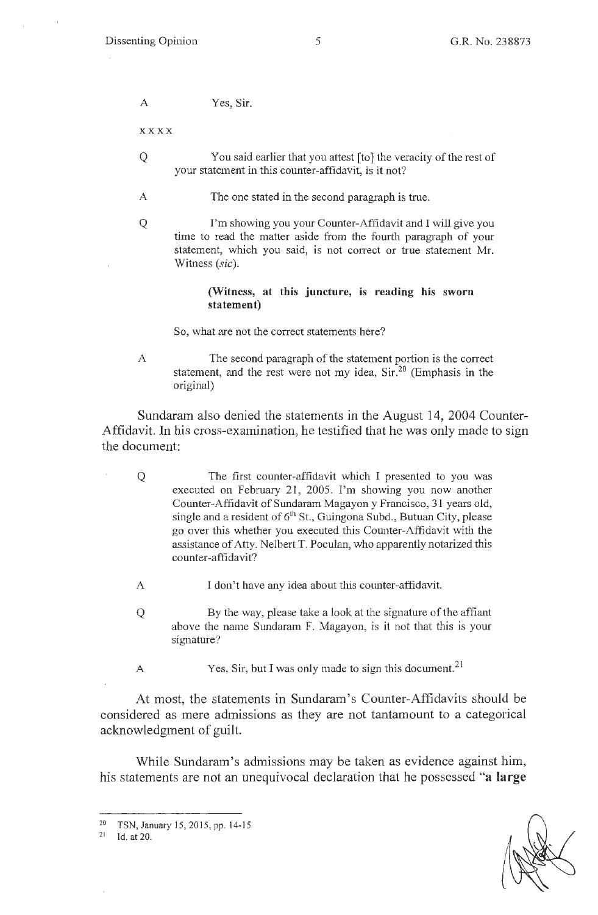A Yes, Sir.

x x x x

Q You said earlier that you attest [to] the veracity of the rest of your statement in this counter-affidavit, is it not?

A The one stated in the second paragraph is true.

Q I'm showing you your Counter-Affidavit and I will give you time to read the matter aside from the fourth paragraph of your statement, which you said, is not correct or true statement Mr. Witness (*sic*).

**(Witness, at this juncture, is reading his sworn statement)**

So, what are not the correct statements here?

A The second paragraph of the statement portion is the correct statement, and the rest were not my idea, Sir.[20] (Emphasis in the original)

Sundaram also denied the statements in the August 14, 2004 Counter-Affidavit. In his cross-examination, he testified that he was only made to sign the document:

Q The first counter-affidavit which I presented to you was executed on February 21, 2005. I'm showing you now another Counter-Affidavit of Sundaram Magayon y Francisco, 31 years old, single and a resident of 6th St., Guingona Subd., Butuan City, please go over this whether you executed this Counter-Affidavit with the assistance of Atty. Nelbert T. Poculan, who apparently notarized this counter-affidavit?

A I don't have any idea about this counter-affidavit.

Q By the way, please take a look at the signature of the affiant above the name Sundaram F. Magayon, is it not that this is your signature?

A Yes, Sir, but I was only made to sign this document.[21]

At most, the statements in Sundaram's Counter-Affidavits should be considered as mere admissions as they are not tantamount to a categorical acknowledgment of guilt.

While Sundaram's admissions may be taken as evidence against him, his statements are not an unequivocal declaration that he possessed "**a large**

---

[20] TSN, January 15, 2015, pp. 14-15

[21] Id. at 20.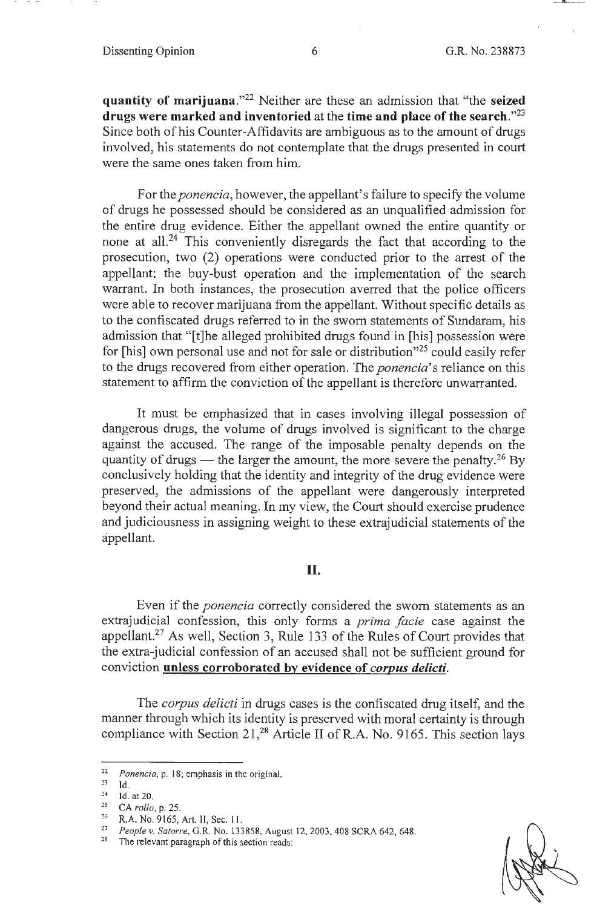**quantity of marijuana**."[22] Neither are these an admission that "the **seized drugs were marked and inventoried** at the **time and place of the search**."[23] Since both of his Counter-Affidavits are ambiguous as to the amount of drugs involved, his statements do not contemplate that the drugs presented in court were the same ones taken from him.

For the *ponencia*, however, the appellant's failure to specify the volume of drugs he possessed should be considered as an unqualified admission for the entire drug evidence. Either the appellant owned the entire quantity or none at all.[24] This conveniently disregards the fact that according to the prosecution, two (2) operations were conducted prior to the arrest of the appellant: the buy-bust operation and the implementation of the search warrant. In both instances, the prosecution averred that the police officers were able to recover marijuana from the appellant. Without specific details as to the confiscated drugs referred to in the sworn statements of Sundaram, his admission that "[t]he alleged prohibited drugs found in [his] possession were for [his] own personal use and not for sale or distribution"[25] could easily refer to the drugs recovered from either operation. The *ponencia*'s reliance on this statement to affirm the conviction of the appellant is therefore unwarranted.

It must be emphasized that in cases involving illegal possession of dangerous drugs, the volume of drugs involved is significant to the charge against the accused. The range of the imposable penalty depends on the quantity of drugs — the larger the amount, the more severe the penalty.[26] By conclusively holding that the identity and integrity of the drug evidence were preserved, the admissions of the appellant were dangerously interpreted beyond their actual meaning. In my view, the Court should exercise prudence and judiciousness in assigning weight to these extrajudicial statements of the appellant.

## II.

Even if the *ponencia* correctly considered the sworn statements as an extrajudicial confession, this only forms a *prima facie* case against the appellant.[27] As well, Section 3, Rule 133 of the Rules of Court provides that the extra-judicial confession of an accused shall not be sufficient ground for conviction **unless corroborated by evidence of *corpus delicti*.**

The *corpus delicti* in drugs cases is the confiscated drug itself, and the manner through which its identity is preserved with moral certainty is through compliance with Section 21,[28] Article II of R.A. No. 9165. This section lays

---

[22] *Ponencia*, p. 18; emphasis in the original.
[23] Id.
[24] Id. at 20.
[25] CA *rollo*, p. 25.
[26] R.A. No. 9165, Art. II, Sec. 11.
[27] *People v. Satorre*, G.R. No. 133858, August 12, 2003, 408 SCRA 642, 648.
[28] The relevant paragraph of this section reads: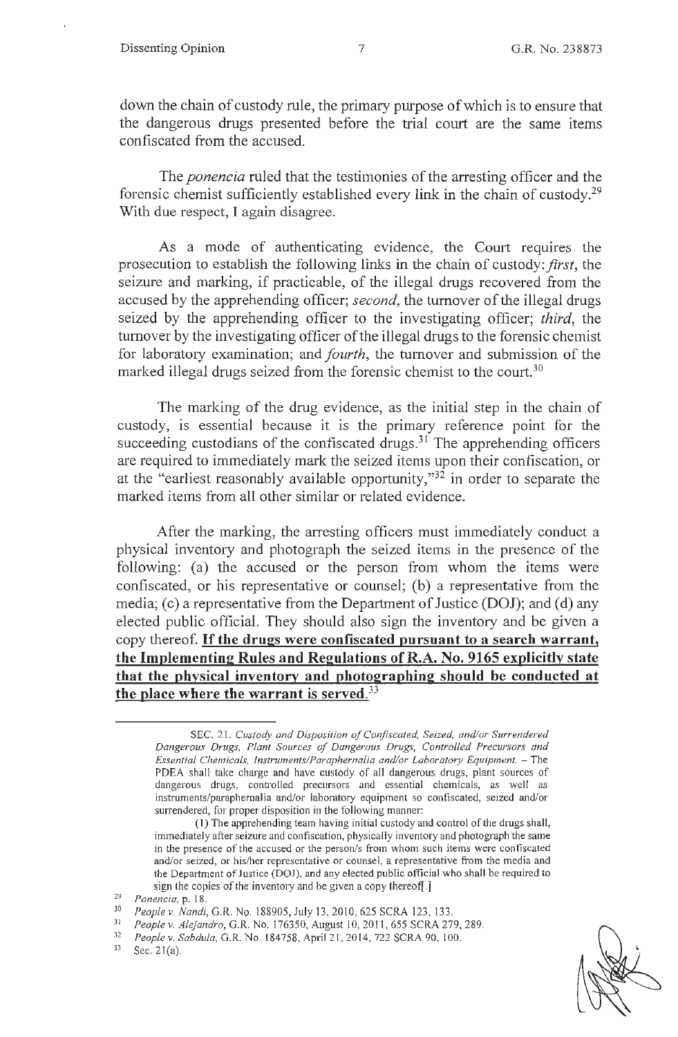down the chain of custody rule, the primary purpose of which is to ensure that the dangerous drugs presented before the trial court are the same items confiscated from the accused.

The *ponencia* ruled that the testimonies of the arresting officer and the forensic chemist sufficiently established every link in the chain of custody.[29] With due respect, I again disagree.

As a mode of authenticating evidence, the Court requires the prosecution to establish the following links in the chain of custody: *first*, the seizure and marking, if practicable, of the illegal drugs recovered from the accused by the apprehending officer; *second*, the turnover of the illegal drugs seized by the apprehending officer to the investigating officer; *third*, the turnover by the investigating officer of the illegal drugs to the forensic chemist for laboratory examination; and *fourth*, the turnover and submission of the marked illegal drugs seized from the forensic chemist to the court.[30]

The marking of the drug evidence, as the initial step in the chain of custody, is essential because it is the primary reference point for the succeeding custodians of the confiscated drugs.[31] The apprehending officers are required to immediately mark the seized items upon their confiscation, or at the "earliest reasonably available opportunity,"[32] in order to separate the marked items from all other similar or related evidence.

After the marking, the arresting officers must immediately conduct a physical inventory and photograph the seized items in the presence of the following: (a) the accused or the person from whom the items were confiscated, or his representative or counsel; (b) a representative from the media; (c) a representative from the Department of Justice (DOJ); and (d) any elected public official. They should also sign the inventory and be given a copy thereof. **<u>If the drugs were confiscated pursuant to a search warrant, the Implementing Rules and Regulations of R.A. No. 9165 explicitly state that the physical inventory and photographing should be conducted at the place where the warrant is served.</u>**[33]

---

SEC. 21. *Custody and Disposition of Confiscated, Seized, and/or Surrendered Dangerous Drugs, Plant Sources of Dangerous Drugs, Controlled Precursors and Essential Chemicals, Instruments/Paraphernalia and/or Laboratory Equipment.* – The PDEA shall take charge and have custody of all dangerous drugs, plant sources of dangerous drugs, controlled precursors and essential chemicals, as well as instruments/paraphernalia and/or laboratory equipment so confiscated, seized and/or surrendered, for proper disposition in the following manner:

(1) The apprehending team having initial custody and control of the drugs shall, immediately after seizure and confiscation, physically inventory and photograph the same in the presence of the accused or the person/s from whom such items were confiscated and/or seized, or his/her representative or counsel, a representative from the media and the Department of Justice (DOJ), and any elected public official who shall be required to sign the copies of the inventory and be given a copy thereof[.]

[29] *Ponencia*, p. 18.

[30] *People v. Nandi*, G.R. No. 188905, July 13, 2010, 625 SCRA 123, 133.

[31] *People v. Alejandro*, G.R. No. 176350, August 10, 2011, 655 SCRA 279, 289.

[32] *People v. Sabdula*, G.R. No. 184758, April 21, 2014, 722 SCRA 90, 100.

[33] Sec. 21(a).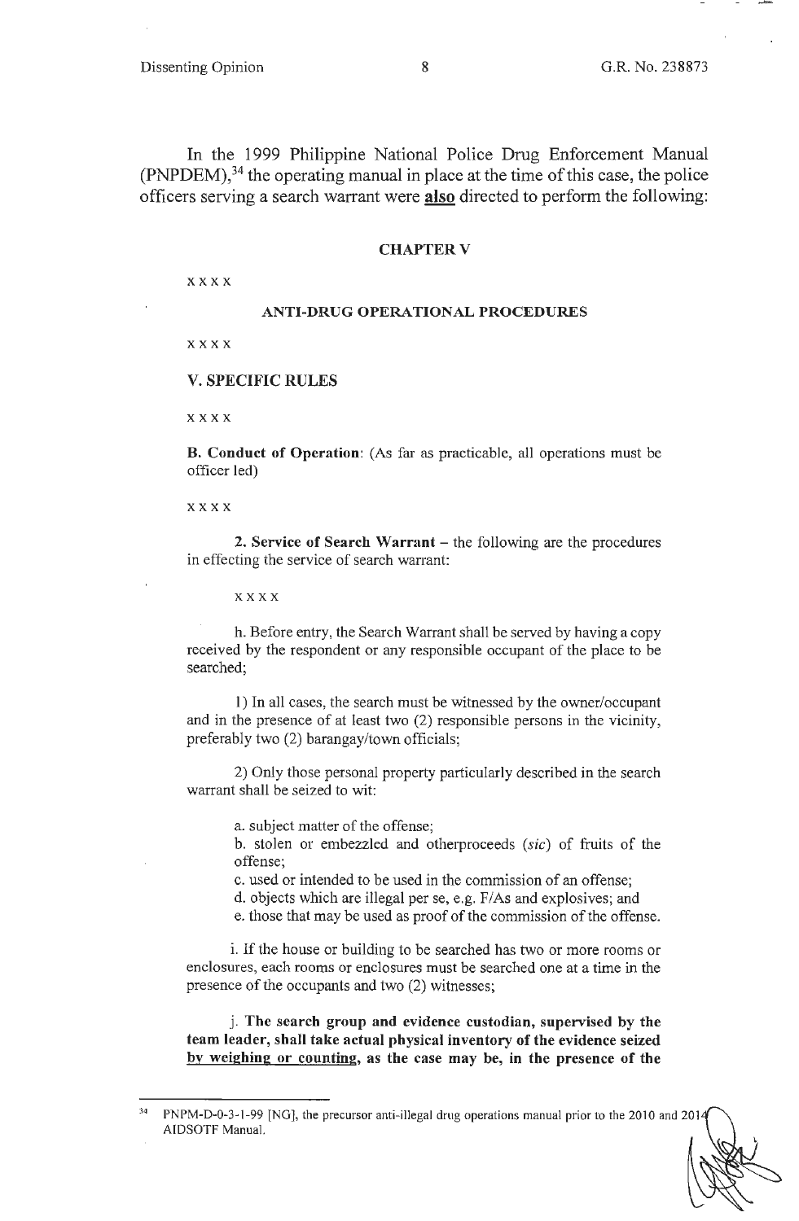In the 1999 Philippine National Police Drug Enforcement Manual (PNPDEM),[34] the operating manual in place at the time of this case, the police officers serving a search warrant were **also** directed to perform the following:

> **CHAPTER V**
>
> x x x x
>
> **ANTI-DRUG OPERATIONAL PROCEDURES**
>
> x x x x
>
> **V. SPECIFIC RULES**
>
> x x x x
>
> **B. Conduct of Operation**: (As far as practicable, all operations must be officer led)
>
> x x x x
>
> **2. Service of Search Warrant** – the following are the procedures in effecting the service of search warrant:
>
> x x x x
>
> h. Before entry, the Search Warrant shall be served by having a copy received by the respondent or any responsible occupant of the place to be searched;
>
> 1) In all cases, the search must be witnessed by the owner/occupant and in the presence of at least two (2) responsible persons in the vicinity, preferably two (2) barangay/town officials;
>
> 2) Only those personal property particularly described in the search warrant shall be seized to wit:
>
> a. subject matter of the offense;
> b. stolen or embezzled and otherproceeds (*sic*) of fruits of the offense;
> c. used or intended to be used in the commission of an offense;
> d. objects which are illegal per se, e.g. F/As and explosives; and
> e. those that may be used as proof of the commission of the offense.
>
> i. If the house or building to be searched has two or more rooms or enclosures, each rooms or enclosures must be searched one at a time in the presence of the occupants and two (2) witnesses;
>
> j. **The search group and evidence custodian, supervised by the team leader, shall take actual physical inventory of the evidence seized <u>by weighing or counting</u>, as the case may be, in the presence of the**

---

[34] PNPM-D-0-3-1-99 [NG], the precursor anti-illegal drug operations manual prior to the 2010 and 2014 AIDSOTF Manual.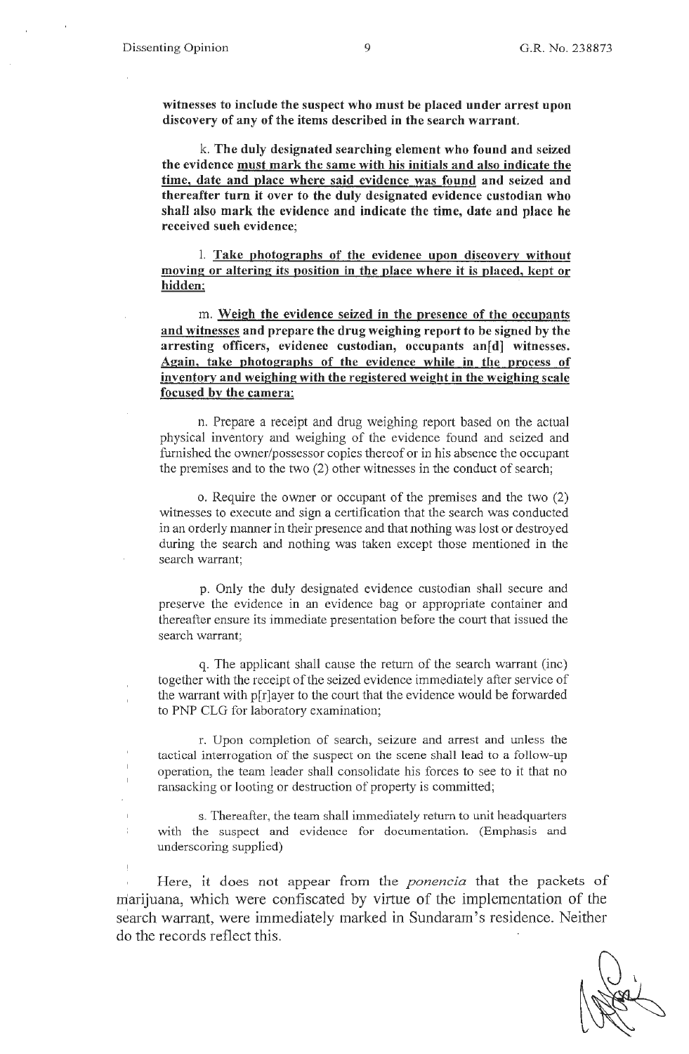**witnesses to include the suspect who must be placed under arrest upon discovery of any of the items described in the search warrant.**

k. **The duly designated searching element who found and seized the evidence <u>must mark the same with his initials and also indicate the time, date and place where said evidence was found</u> and seized and thereafter turn it over to the duly designated evidence custodian who shall also mark the evidence and indicate the time, date and place he received such evidence;**

l. **<u>Take photographs of the evidence upon discovery without moving or altering its position in the place where it is placed, kept or hidden;</u>**

m. **<u>Weigh the evidence seized in the presence of the occupants and witnesses</u> and prepare the drug weighing report to be signed by the arresting officers, evidence custodian, occupants an[d] witnesses. <u>Again, take photographs of the evidence while in the process of inventory and weighing with the registered weight in the weighing scale focused by the camera;</u>**

n. Prepare a receipt and drug weighing report based on the actual physical inventory and weighing of the evidence found and seized and furnished the owner/possessor copies thereof or in his absence the occupant the premises and to the two (2) other witnesses in the conduct of search;

o. Require the owner or occupant of the premises and the two (2) witnesses to execute and sign a certification that the search was conducted in an orderly manner in their presence and that nothing was lost or destroyed during the search and nothing was taken except those mentioned in the search warrant;

p. Only the duly designated evidence custodian shall secure and preserve the evidence in an evidence bag or appropriate container and thereafter ensure its immediate presentation before the court that issued the search warrant;

q. The applicant shall cause the return of the search warrant (inc) together with the receipt of the seized evidence immediately after service of the warrant with p[r]ayer to the court that the evidence would be forwarded to PNP CLG for laboratory examination;

r. Upon completion of search, seizure and arrest and unless the tactical interrogation of the suspect on the scene shall lead to a follow-up operation, the team leader shall consolidate his forces to see to it that no ransacking or looting or destruction of property is committed;

s. Thereafter, the team shall immediately return to unit headquarters with the suspect and evidence for documentation. (Emphasis and underscoring supplied)

Here, it does not appear from the *ponencia* that the packets of marijuana, which were confiscated by virtue of the implementation of the search warrant, were immediately marked in Sundaram's residence. Neither do the records reflect this.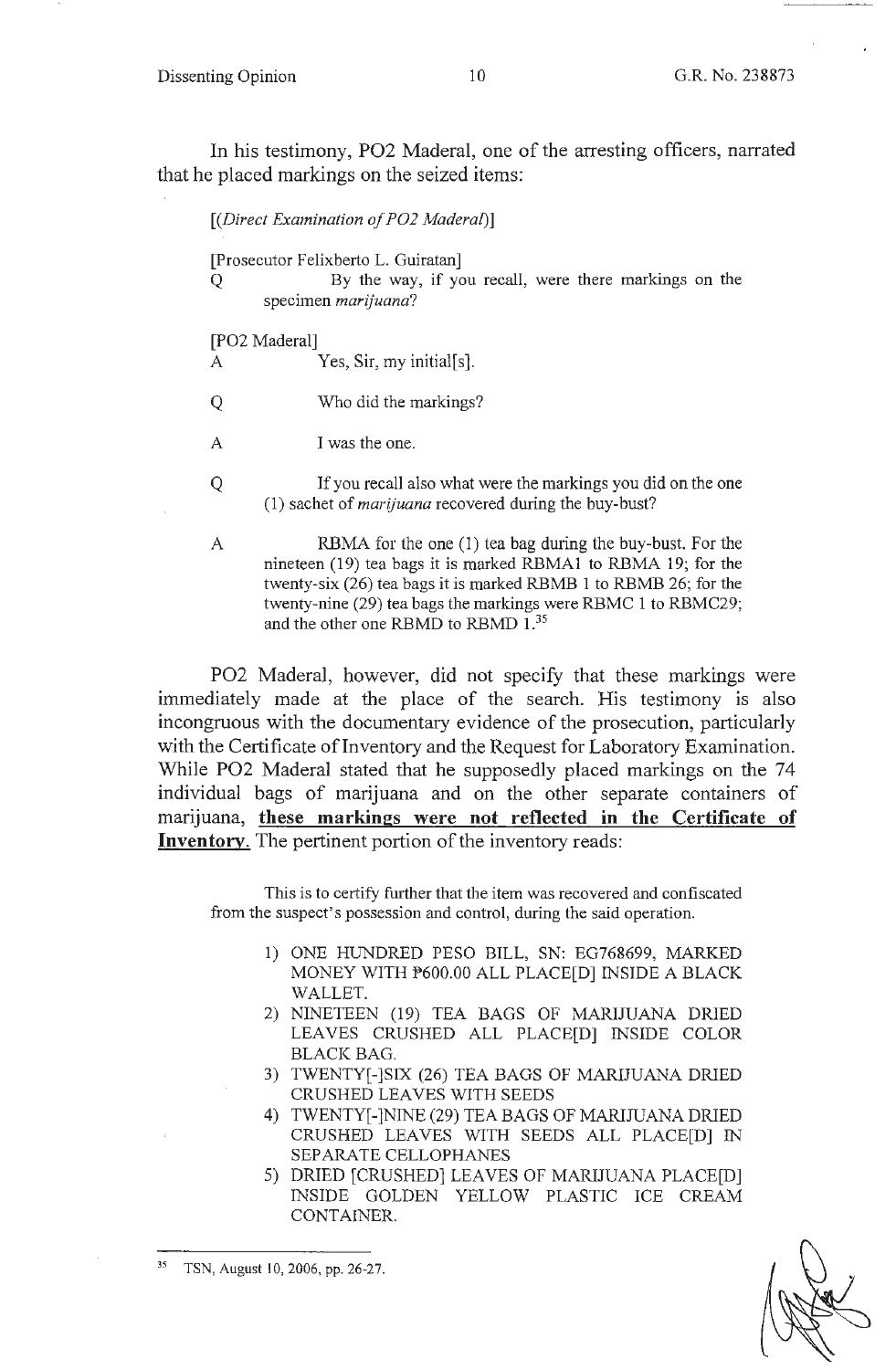In his testimony, PO2 Maderal, one of the arresting officers, narrated that he placed markings on the seized items:

> [(*Direct Examination of PO2 Maderal*)]
>
> [Prosecutor Felixberto L. Guiratan]
>
> Q By the way, if you recall, were there markings on the specimen *marijuana*?
>
> [PO2 Maderal]
>
> A Yes, Sir, my initial[s].
>
> Q Who did the markings?
>
> A I was the one.
>
> Q If you recall also what were the markings you did on the one (1) sachet of *marijuana* recovered during the buy-bust?
>
> A RBMA for the one (1) tea bag during the buy-bust. For the nineteen (19) tea bags it is marked RBMA1 to RBMA 19; for the twenty-six (26) tea bags it is marked RBMB 1 to RBMB 26; for the twenty-nine (29) tea bags the markings were RBMC 1 to RBMC29; and the other one RBMD to RBMD 1.[35]

PO2 Maderal, however, did not specify that these markings were immediately made at the place of the search. His testimony is also incongruous with the documentary evidence of the prosecution, particularly with the Certificate of Inventory and the Request for Laboratory Examination. While PO2 Maderal stated that he supposedly placed markings on the 74 individual bags of marijuana and on the other separate containers of marijuana, **these markings were not reflected in the Certificate of Inventory.** The pertinent portion of the inventory reads:

> This is to certify further that the item was recovered and confiscated from the suspect's possession and control, during the said operation.
>
> 1) ONE HUNDRED PESO BILL, SN: EG768699, MARKED MONEY WITH ₱600.00 ALL PLACE[D] INSIDE A BLACK WALLET.
> 2) NINETEEN (19) TEA BAGS OF MARIJUANA DRIED LEAVES CRUSHED ALL PLACE[D] INSIDE COLOR BLACK BAG.
> 3) TWENTY[-]SIX (26) TEA BAGS OF MARIJUANA DRIED CRUSHED LEAVES WITH SEEDS
> 4) TWENTY[-]NINE (29) TEA BAGS OF MARIJUANA DRIED CRUSHED LEAVES WITH SEEDS ALL PLACE[D] IN SEPARATE CELLOPHANES
> 5) DRIED [CRUSHED] LEAVES OF MARIJUANA PLACE[D] INSIDE GOLDEN YELLOW PLASTIC ICE CREAM CONTAINER.

---

[35] TSN, August 10, 2006, pp. 26-27.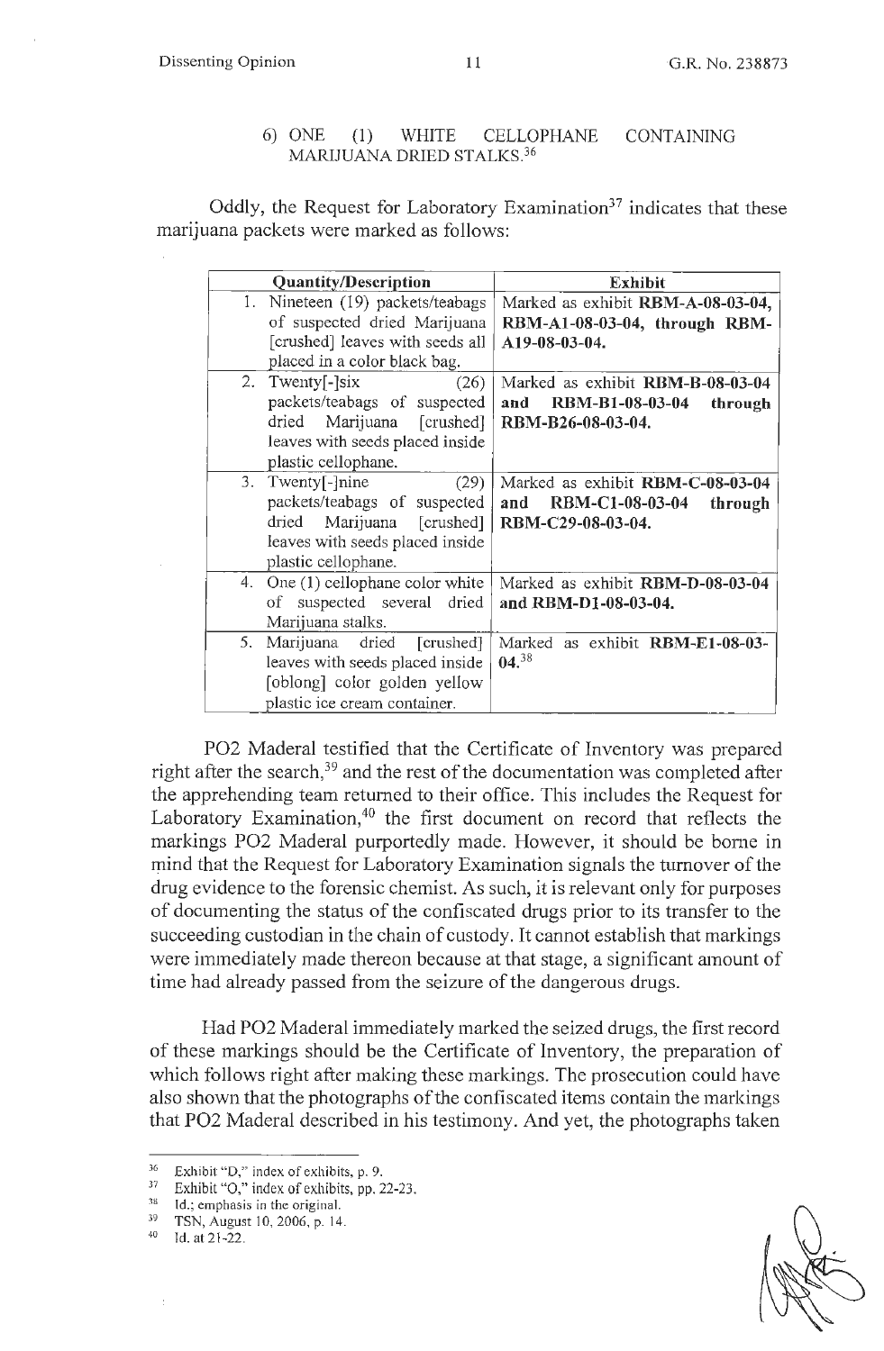6) ONE (1) WHITE CELLOPHANE CONTAINING MARIJUANA DRIED STALKS.[36]

Oddly, the Request for Laboratory Examination[37] indicates that these marijuana packets were marked as follows:

| Quantity/Description | Exhibit |
|---|---|
| 1. Nineteen (19) packets/teabags of suspected dried Marijuana [crushed] leaves with seeds all placed in a color black bag. | Marked as exhibit **RBM-A-08-03-04, RBM-A1-08-03-04, through RBM-A19-08-03-04.** |
| 2. Twenty[-]six (26) packets/teabags of suspected dried Marijuana [crushed] leaves with seeds placed inside plastic cellophane. | Marked as exhibit **RBM-B-08-03-04 and RBM-B1-08-03-04 through RBM-B26-08-03-04.** |
| 3. Twenty[-]nine (29) packets/teabags of suspected dried Marijuana [crushed] leaves with seeds placed inside plastic cellophane. | Marked as exhibit **RBM-C-08-03-04 and RBM-C1-08-03-04 through RBM-C29-08-03-04.** |
| 4. One (1) cellophane color white of suspected several dried Marijuana stalks. | Marked as exhibit **RBM-D-08-03-04 and RBM-D1-08-03-04.** |
| 5. Marijuana dried [crushed] leaves with seeds placed inside [oblong] color golden yellow plastic ice cream container. | Marked as exhibit **RBM-E1-08-03-04.**[38] |

PO2 Maderal testified that the Certificate of Inventory was prepared right after the search,[39] and the rest of the documentation was completed after the apprehending team returned to their office. This includes the Request for Laboratory Examination,[40] the first document on record that reflects the markings PO2 Maderal purportedly made. However, it should be borne in mind that the Request for Laboratory Examination signals the turnover of the drug evidence to the forensic chemist. As such, it is relevant only for purposes of documenting the status of the confiscated drugs prior to its transfer to the succeeding custodian in the chain of custody. It cannot establish that markings were immediately made thereon because at that stage, a significant amount of time had already passed from the seizure of the dangerous drugs.

Had PO2 Maderal immediately marked the seized drugs, the first record of these markings should be the Certificate of Inventory, the preparation of which follows right after making these markings. The prosecution could have also shown that the photographs of the confiscated items contain the markings that PO2 Maderal described in his testimony. And yet, the photographs taken

---

[36] Exhibit "D," index of exhibits, p. 9.

[37] Exhibit "O," index of exhibits, pp. 22-23.

[38] Id.; emphasis in the original.

[39] TSN, August 10, 2006, p. 14.

[40] Id. at 21-22.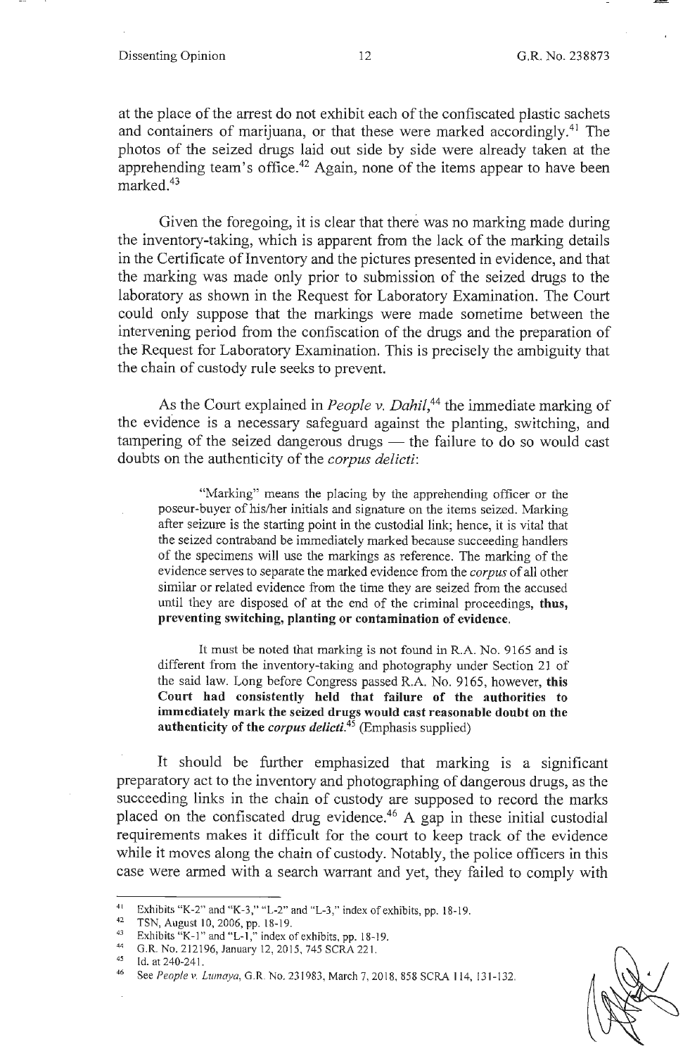at the place of the arrest do not exhibit each of the confiscated plastic sachets and containers of marijuana, or that these were marked accordingly.[41] The photos of the seized drugs laid out side by side were already taken at the apprehending team's office.[42] Again, none of the items appear to have been marked.[43]

Given the foregoing, it is clear that there was no marking made during the inventory-taking, which is apparent from the lack of the marking details in the Certificate of Inventory and the pictures presented in evidence, and that the marking was made only prior to submission of the seized drugs to the laboratory as shown in the Request for Laboratory Examination. The Court could only suppose that the markings were made sometime between the intervening period from the confiscation of the drugs and the preparation of the Request for Laboratory Examination. This is precisely the ambiguity that the chain of custody rule seeks to prevent.

As the Court explained in *People v. Dahil*,[44] the immediate marking of the evidence is a necessary safeguard against the planting, switching, and tampering of the seized dangerous drugs — the failure to do so would cast doubts on the authenticity of the *corpus delicti*:

> "Marking" means the placing by the apprehending officer or the poseur-buyer of his/her initials and signature on the items seized. Marking after seizure is the starting point in the custodial link; hence, it is vital that the seized contraband be immediately marked because succeeding handlers of the specimens will use the markings as reference. The marking of the evidence serves to separate the marked evidence from the *corpus* of all other similar or related evidence from the time they are seized from the accused until they are disposed of at the end of the criminal proceedings, **thus, preventing switching, planting or contamination of evidence.**
>
> It must be noted that marking is not found in R.A. No. 9165 and is different from the inventory-taking and photography under Section 21 of the said law. Long before Congress passed R.A. No. 9165, however, **this Court had consistently held that failure of the authorities to immediately mark the seized drugs would cast reasonable doubt on the authenticity of the *corpus delicti*.**[45] (Emphasis supplied)

It should be further emphasized that marking is a significant preparatory act to the inventory and photographing of dangerous drugs, as the succeeding links in the chain of custody are supposed to record the marks placed on the confiscated drug evidence.[46] A gap in these initial custodial requirements makes it difficult for the court to keep track of the evidence while it moves along the chain of custody. Notably, the police officers in this case were armed with a search warrant and yet, they failed to comply with

---

[41] Exhibits "K-2" and "K-3," "L-2" and "L-3," index of exhibits, pp. 18-19.

[42] TSN, August 10, 2006, pp. 18-19.

[43] Exhibits "K-1" and "L-1," index of exhibits, pp. 18-19.

[44] G.R. No. 212196, January 12, 2015, 745 SCRA 221.

[45] Id. at 240-241.

[46] See *People v. Lumaya*, G.R. No. 231983, March 7, 2018, 858 SCRA 114, 131-132.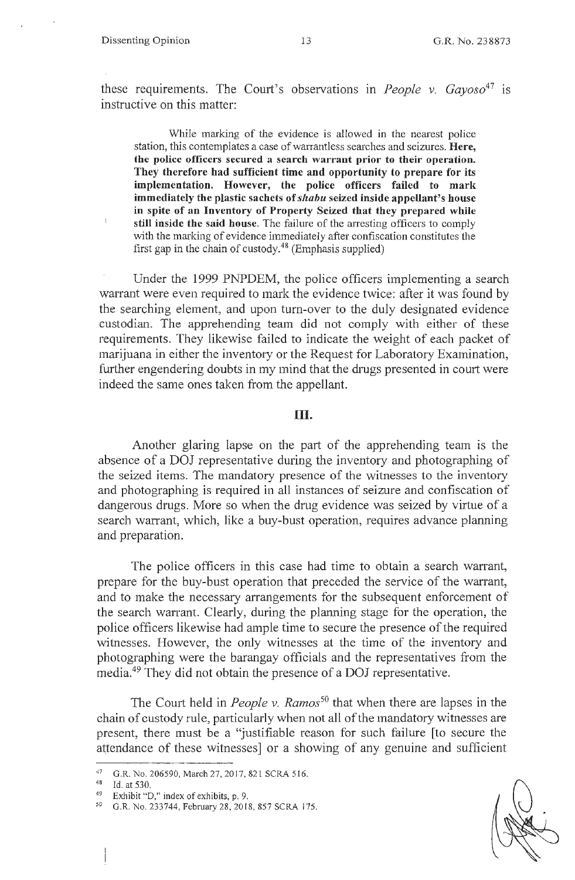these requirements. The Court's observations in *People v. Gayoso*[47] is instructive on this matter:

> While marking of the evidence is allowed in the nearest police station, this contemplates a case of warrantless searches and seizures. **Here, the police officers secured a search warrant prior to their operation. They therefore had sufficient time and opportunity to prepare for its implementation. However, the police officers failed to mark immediately the plastic sachets of *shabu* seized inside appellant's house in spite of an Inventory of Property Seized that they prepared while still inside the said house.** The failure of the arresting officers to comply with the marking of evidence immediately after confiscation constitutes the first gap in the chain of custody.[48] (Emphasis supplied)

Under the 1999 PNPDEM, the police officers implementing a search warrant were even required to mark the evidence twice: after it was found by the searching element, and upon turn-over to the duly designated evidence custodian. The apprehending team did not comply with either of these requirements. They likewise failed to indicate the weight of each packet of marijuana in either the inventory or the Request for Laboratory Examination, further engendering doubts in my mind that the drugs presented in court were indeed the same ones taken from the appellant.

## III.

Another glaring lapse on the part of the apprehending team is the absence of a DOJ representative during the inventory and photographing of the seized items. The mandatory presence of the witnesses to the inventory and photographing is required in all instances of seizure and confiscation of dangerous drugs. More so when the drug evidence was seized by virtue of a search warrant, which, like a buy-bust operation, requires advance planning and preparation.

The police officers in this case had time to obtain a search warrant, prepare for the buy-bust operation that preceded the service of the warrant, and to make the necessary arrangements for the subsequent enforcement of the search warrant. Clearly, during the planning stage for the operation, the police officers likewise had ample time to secure the presence of the required witnesses. However, the only witnesses at the time of the inventory and photographing were the barangay officials and the representatives from the media.[49] They did not obtain the presence of a DOJ representative.

The Court held in *People v. Ramos*[50] that when there are lapses in the chain of custody rule, particularly when not all of the mandatory witnesses are present, there must be a "justifiable reason for such failure [to secure the attendance of these witnesses] or a showing of any genuine and sufficient

---

[47] G.R. No. 206590, March 27, 2017, 821 SCRA 516.

[48] Id. at 530.

[49] Exhibit "D," index of exhibits, p. 9.

[50] G.R. No. 233744, February 28, 2018, 857 SCRA 175.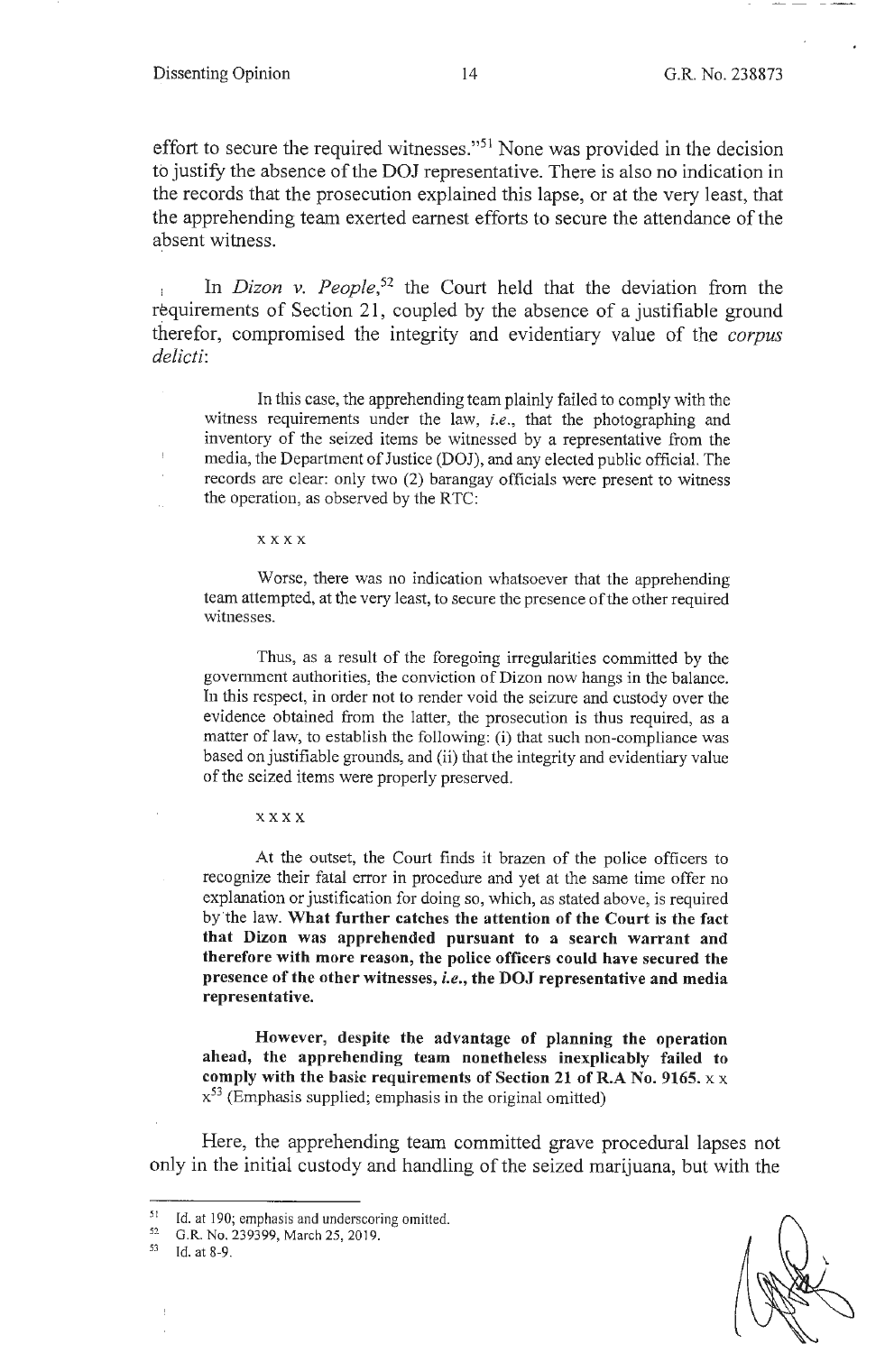effort to secure the required witnesses."[51] None was provided in the decision to justify the absence of the DOJ representative. There is also no indication in the records that the prosecution explained this lapse, or at the very least, that the apprehending team exerted earnest efforts to secure the attendance of the absent witness.

In *Dizon v. People*,[52] the Court held that the deviation from the requirements of Section 21, coupled by the absence of a justifiable ground therefor, compromised the integrity and evidentiary value of the *corpus delicti*:

> In this case, the apprehending team plainly failed to comply with the witness requirements under the law, *i.e.*, that the photographing and inventory of the seized items be witnessed by a representative from the media, the Department of Justice (DOJ), and any elected public official. The records are clear: only two (2) barangay officials were present to witness the operation, as observed by the RTC:
>
> x x x x
>
> Worse, there was no indication whatsoever that the apprehending team attempted, at the very least, to secure the presence of the other required witnesses.
>
> Thus, as a result of the foregoing irregularities committed by the government authorities, the conviction of Dizon now hangs in the balance. In this respect, in order not to render void the seizure and custody over the evidence obtained from the latter, the prosecution is thus required, as a matter of law, to establish the following: (i) that such non-compliance was based on justifiable grounds, and (ii) that the integrity and evidentiary value of the seized items were properly preserved.
>
> x x x x
>
> At the outset, the Court finds it brazen of the police officers to recognize their fatal error in procedure and yet at the same time offer no explanation or justification for doing so, which, as stated above, is required by the law. **What further catches the attention of the Court is the fact that Dizon was apprehended pursuant to a search warrant and therefore with more reason, the police officers could have secured the presence of the other witnesses, *i.e.*, the DOJ representative and media representative.**
>
> **However, despite the advantage of planning the operation ahead, the apprehending team nonetheless inexplicably failed to comply with the basic requirements of Section 21 of R.A No. 9165.** x x x[53] (Emphasis supplied; emphasis in the original omitted)

Here, the apprehending team committed grave procedural lapses not only in the initial custody and handling of the seized marijuana, but with the

---

[51] Id. at 190; emphasis and underscoring omitted.

[52] G.R. No. 239399, March 25, 2019.

[53] Id. at 8-9.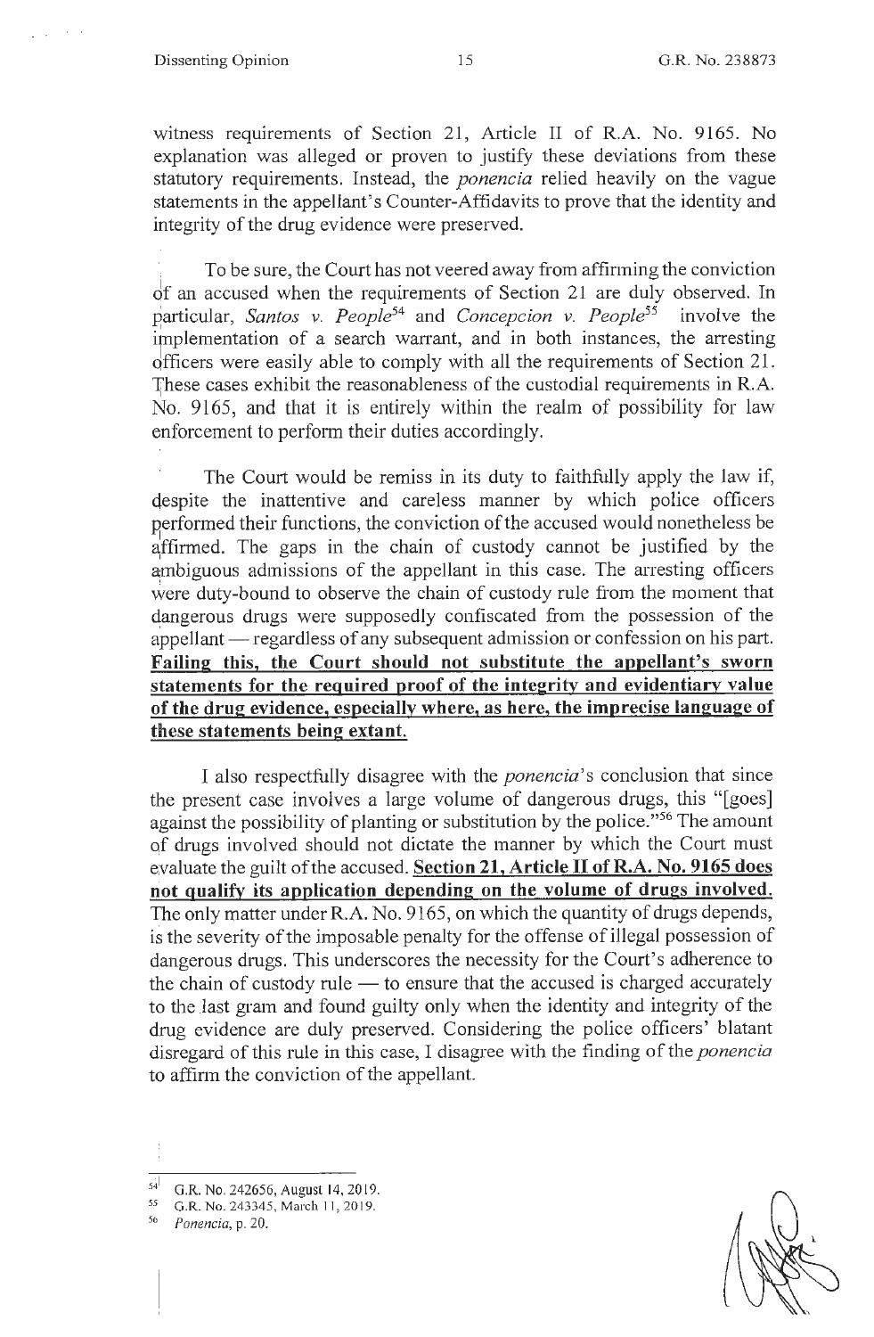witness requirements of Section 21, Article II of R.A. No. 9165. No explanation was alleged or proven to justify these deviations from these statutory requirements. Instead, the *ponencia* relied heavily on the vague statements in the appellant's Counter-Affidavits to prove that the identity and integrity of the drug evidence were preserved.

To be sure, the Court has not veered away from affirming the conviction of an accused when the requirements of Section 21 are duly observed. In particular, *Santos v. People*[54] and *Concepcion v. People*[55] involve the implementation of a search warrant, and in both instances, the arresting officers were easily able to comply with all the requirements of Section 21. These cases exhibit the reasonableness of the custodial requirements in R.A. No. 9165, and that it is entirely within the realm of possibility for law enforcement to perform their duties accordingly.

The Court would be remiss in its duty to faithfully apply the law if, despite the inattentive and careless manner by which police officers performed their functions, the conviction of the accused would nonetheless be affirmed. The gaps in the chain of custody cannot be justified by the ambiguous admissions of the appellant in this case. The arresting officers were duty-bound to observe the chain of custody rule from the moment that dangerous drugs were supposedly confiscated from the possession of the appellant — regardless of any subsequent admission or confession on his part. **Failing this, the Court should not substitute the appellant's sworn statements for the required proof of the integrity and evidentiary value of the drug evidence, especially where, as here, the imprecise language of these statements being extant.**

I also respectfully disagree with the *ponencia*'s conclusion that since the present case involves a large volume of dangerous drugs, this "[goes] against the possibility of planting or substitution by the police."[56] The amount of drugs involved should not dictate the manner by which the Court must evaluate the guilt of the accused. **Section 21, Article II of R.A. No. 9165 does not qualify its application depending on the volume of drugs involved.** The only matter under R.A. No. 9165, on which the quantity of drugs depends, is the severity of the imposable penalty for the offense of illegal possession of dangerous drugs. This underscores the necessity for the Court's adherence to the chain of custody rule — to ensure that the accused is charged accurately to the last gram and found guilty only when the identity and integrity of the drug evidence are duly preserved. Considering the police officers' blatant disregard of this rule in this case, I disagree with the finding of the *ponencia* to affirm the conviction of the appellant.

---

[54] G.R. No. 242656, August 14, 2019.

[55] G.R. No. 243345, March 11, 2019.

[56] *Ponencia*, p. 20.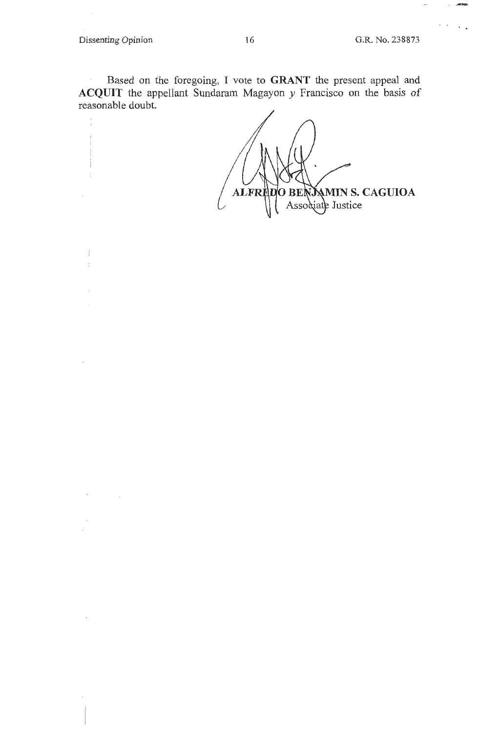Based on the foregoing, I vote to **GRANT** the present appeal and **ACQUIT** the appellant Sundaram Magayon *y* Francisco on the basis of reasonable doubt.

**ALFREDO BENJAMIN S. CAGUIOA**
Associate Justice